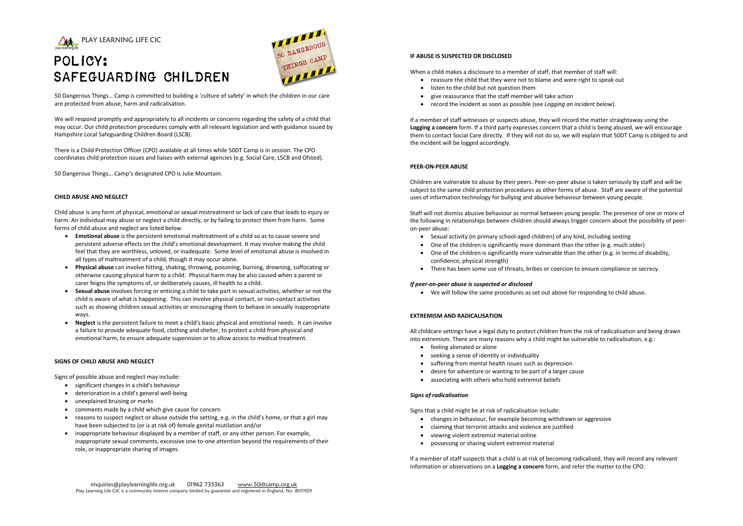PLAY LEARNING LIFE CIC

# POLICY: SAFEGUARDING CHILDREN

50 Dangerous Things… Camp is committed to building a 'culture of safety' in which the children in our care are protected from abuse, harm and radicalisation.

We will respond promptly and appropriately to all incidents or concerns regarding the safety of a child that may occur. Our child protection procedures comply with all relevant legislation and with guidance issued by Hampshire Local Safeguarding Children Board (LSCB).

There is a Child Protection Officer (CPO) available at all times while 50DT Camp is in session. The CPO coordinates child protection issues and liaises with external agencies (e.g. Social Care, LSCB and Ofsted).

50 Dangerous Things… Camp's designated CPO is Julie Mountain.

## CHILD ABUSE AND NEGLECT

Child abuse is any form of physical, emotional or sexual mistreatment or lack of care that leads to injury or harm. An individual may abuse or neglect a child directly, or by failing to protect them from harm. Some forms of child abuse and neglect are listed below.

- **Emotional abuse** is the persistent emotional maltreatment of a child so as to cause severe and persistent adverse effects on the child's emotional development. It may involve making the child feel that they are worthless, unloved, or inadequate. Some level of emotional abuse is involved in all types of maltreatment of a child, though it may occur alone.
- **Physical abuse** can involve hitting, shaking, throwing, poisoning, burning, drowning, suffocating or otherwise causing physical harm to a child. Physical harm may be also caused when a parent or carer feigns the symptoms of, or deliberately causes, ill health to a child.
- **Sexual abuse** involves forcing or enticing a child to take part in sexual activities, whether or not the child is aware of what is happening. This can involve physical contact, or non-contact activities such as showing children sexual activities or encouraging them to behave in sexually inappropriate ways.
- **Neglect** is the persistent failure to meet a child's basic physical and emotional needs. It can involve a failure to provide adequate food, clothing and shelter, to protect a child from physical and emotional harm, to ensure adequate supervision or to allow access to medical treatment.

## SIGNS OF CHILD ABUSE AND NEGLECT

Signs of possible abuse and neglect may include:

- significant changes in a child's behaviour
- deterioration in a child's general well-being
- unexplained bruising or marks
- comments made by a child which give cause for concern
- reasons to suspect neglect or abuse outside the setting, e.g. in the child's home, or that a girl may have been subjected to (or is at risk of) female genital mutilation and/or
- inappropriate behaviour displayed by a member of staff, or any other person. For example, inappropriate sexual comments, excessive one-to-one attention beyond the requirements of their role, or inappropriate sharing of images.

## IF ABUSE IS SUSPECTED OR DISCLOSED

When a child makes a disclosure to a member of staff, that member of staff will:

- reassure the child that they were not to blame and were right to speak out
- listen to the child but not question them
- give reassurance that the staff member will take action
- record the incident as soon as possible (see *Logging an incident* below).

If a member of staff witnesses or suspects abuse, they will record the matter straightaway using the **Logging a concern** form. If a third party expresses concern that a child is being abused, we will encourage them to contact Social Care directly. If they will not do so, we will explain that 50DT Camp is obliged to and the incident will be logged accordingly.

## PEER-ON-PEER ABUSE

Children are vulnerable to abuse by their peers. Peer-on-peer abuse is taken seriously by staff and will be subject to the same child protection procedures as other forms of abuse. Staff are aware of the potential uses of information technology for bullying and abusive behaviour between young people.

Staff will not dismiss abusive behaviour as normal between young people. The presence of one or more of the following in relationships between children should always trigger concern about the possibility of peer-on-peer abuse:

- Sexual activity (in primary school-aged children) of any kind, including sexting
- One of the children is significantly more dominant than the other (e.g. much older)
- One of the children is significantly more vulnerable than the other (e.g. in terms of disability, confidence, physical strength)
- There has been some use of threats, bribes or coercion to ensure compliance or secrecy.

### *If peer-on-peer abuse is suspected or disclosed*

- We will follow the same procedures as set out above for responding to child abuse.

## EXTREMISM AND RADICALISATION

All childcare settings have a legal duty to protect children from the risk of radicalisation and being drawn into extremism. There are many reasons why a child might be vulnerable to radicalisation, e.g.:

- feeling alienated or alone
- seeking a sense of identity or individuality
- suffering from mental health issues such as depression
- desire for adventure or wanting to be part of a larger cause
- associating with others who hold extremist beliefs

### *Signs of radicalisation*

Signs that a child might be at risk of radicalisation include:

- changes in behaviour, for example becoming withdrawn or aggressive
- claiming that terrorist attacks and violence are justified
- viewing violent extremist material online
- possessing or sharing violent extremist material

If a member of staff suspects that a child is at risk of becoming radicalised, they will record any relevant information or observations on a **Logging a concern** form, and refer the matter to the CPO.

enquiries@playlearninglife.org.uk 01962 735363 www.50dtcamp.org.uk
Play Learning Life CIC is a community interest company limited by guarantee and registered in England, No. 8011929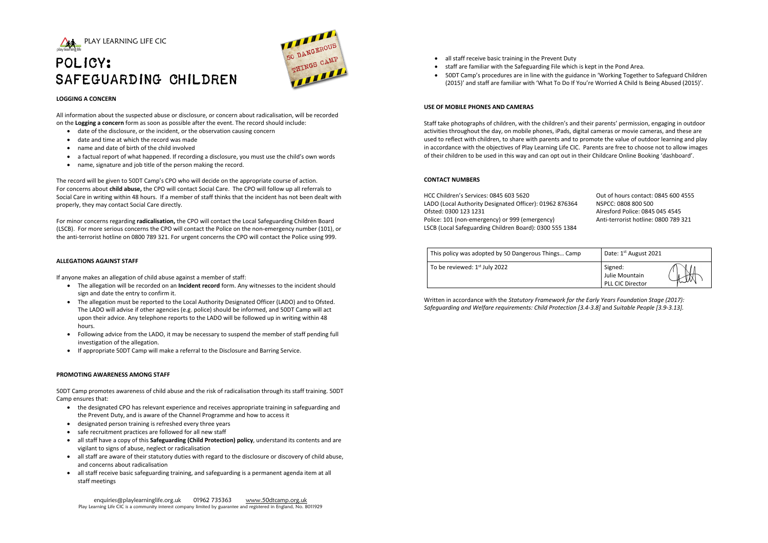PLAY LEARNING LIFE CIC

# POLICY: SAFEGUARDING CHILDREN

### LOGGING A CONCERN

All information about the suspected abuse or disclosure, or concern about radicalisation, will be recorded on the **Logging a concern** form as soon as possible after the event. The record should include:

- date of the disclosure, or the incident, or the observation causing concern
- date and time at which the record was made
- name and date of birth of the child involved
- a factual report of what happened. If recording a disclosure, you must use the child's own words
- name, signature and job title of the person making the record.

The record will be given to 50DT Camp's CPO who will decide on the appropriate course of action. For concerns about **child abuse,** the CPO will contact Social Care. The CPO will follow up all referrals to Social Care in writing within 48 hours. If a member of staff thinks that the incident has not been dealt with properly, they may contact Social Care directly.

For minor concerns regarding **radicalisation,** the CPO will contact the Local Safeguarding Children Board (LSCB). For more serious concerns the CPO will contact the Police on the non-emergency number (101), or the anti-terrorist hotline on 0800 789 321. For urgent concerns the CPO will contact the Police using 999.

### ALLEGATIONS AGAINST STAFF

If anyone makes an allegation of child abuse against a member of staff:

- The allegation will be recorded on an **Incident record** form. Any witnesses to the incident should sign and date the entry to confirm it.
- The allegation must be reported to the Local Authority Designated Officer (LADO) and to Ofsted. The LADO will advise if other agencies (e.g. police) should be informed, and 50DT Camp will act upon their advice. Any telephone reports to the LADO will be followed up in writing within 48 hours.
- Following advice from the LADO, it may be necessary to suspend the member of staff pending full investigation of the allegation.
- If appropriate 50DT Camp will make a referral to the Disclosure and Barring Service.

### PROMOTING AWARENESS AMONG STAFF

50DT Camp promotes awareness of child abuse and the risk of radicalisation through its staff training. 50DT Camp ensures that:

- the designated CPO has relevant experience and receives appropriate training in safeguarding and the Prevent Duty, and is aware of the Channel Programme and how to access it
- designated person training is refreshed every three years
- safe recruitment practices are followed for all new staff
- all staff have a copy of this **Safeguarding (Child Protection) policy**, understand its contents and are vigilant to signs of abuse, neglect or radicalisation
- all staff are aware of their statutory duties with regard to the disclosure or discovery of child abuse, and concerns about radicalisation
- all staff receive basic safeguarding training, and safeguarding is a permanent agenda item at all staff meetings
- all staff receive basic training in the Prevent Duty
- staff are familiar with the Safeguarding File which is kept in the Pond Area.
- 50DT Camp's procedures are in line with the guidance in 'Working Together to Safeguard Children (2015)' and staff are familiar with 'What To Do If You're Worried A Child Is Being Abused (2015)'.

### USE OF MOBILE PHONES AND CAMERAS

Staff take photographs of children, with the children's and their parents' permission, engaging in outdoor activities throughout the day, on mobile phones, iPads, digital cameras or movie cameras, and these are used to reflect with children, to share with parents and to promote the value of outdoor learning and play in accordance with the objectives of Play Learning Life CIC. Parents are free to choose not to allow images of their children to be used in this way and can opt out in their Childcare Online Booking 'dashboard'.

### CONTACT NUMBERS

HCC Children's Services: 0845 603 5620
LADO (Local Authority Designated Officer): 01962 876364
Ofsted: 0300 123 1231
Police: 101 (non-emergency) or 999 (emergency)
LSCB (Local Safeguarding Children Board): 0300 555 1384

Out of hours contact: 0845 600 4555
NSPCC: 0808 800 500
Alresford Police: 0845 045 4545
Anti-terrorist hotline: 0800 789 321

| | |
|---|---|
| This policy was adopted by 50 Dangerous Things… Camp | Date: 1st August 2021 |
| To be reviewed: 1st July 2022 | Signed: Julie Mountain PLL CIC Director |

Written in accordance with the *Statutory Framework for the Early Years Foundation Stage (2017): Safeguarding and Welfare requirements: Child Protection [3.4-3.8]* and *Suitable People [3.9-3.13].*

enquiries@playlearninglife.org.uk 01962 735363 www.50dtcamp.org.uk
Play Learning Life CIC is a community interest company limited by guarantee and registered in England, No. 8011929